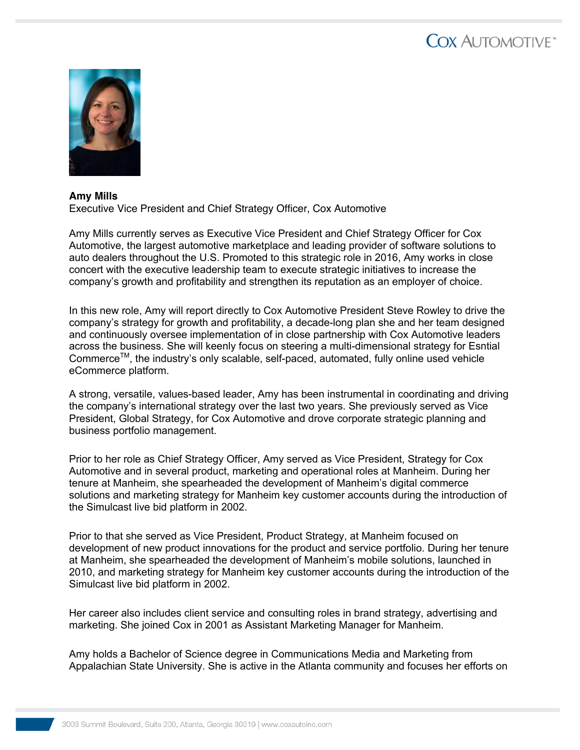**Amy Mills**
Executive Vice President and Chief Strategy Officer, Cox Automotive

Amy Mills currently serves as Executive Vice President and Chief Strategy Officer for Cox Automotive, the largest automotive marketplace and leading provider of software solutions to auto dealers throughout the U.S. Promoted to this strategic role in 2016, Amy works in close concert with the executive leadership team to execute strategic initiatives to increase the company's growth and profitability and strengthen its reputation as an employer of choice.

In this new role, Amy will report directly to Cox Automotive President Steve Rowley to drive the company's strategy for growth and profitability, a decade-long plan she and her team designed and continuously oversee implementation of in close partnership with Cox Automotive leaders across the business. She will keenly focus on steering a multi-dimensional strategy for Esntial Commerce™, the industry's only scalable, self-paced, automated, fully online used vehicle eCommerce platform.

A strong, versatile, values-based leader, Amy has been instrumental in coordinating and driving the company's international strategy over the last two years. She previously served as Vice President, Global Strategy, for Cox Automotive and drove corporate strategic planning and business portfolio management.

Prior to her role as Chief Strategy Officer, Amy served as Vice President, Strategy for Cox Automotive and in several product, marketing and operational roles at Manheim. During her tenure at Manheim, she spearheaded the development of Manheim's digital commerce solutions and marketing strategy for Manheim key customer accounts during the introduction of the Simulcast live bid platform in 2002.

Prior to that she served as Vice President, Product Strategy, at Manheim focused on development of new product innovations for the product and service portfolio. During her tenure at Manheim, she spearheaded the development of Manheim's mobile solutions, launched in 2010, and marketing strategy for Manheim key customer accounts during the introduction of the Simulcast live bid platform in 2002.

Her career also includes client service and consulting roles in brand strategy, advertising and marketing. She joined Cox in 2001 as Assistant Marketing Manager for Manheim.

Amy holds a Bachelor of Science degree in Communications Media and Marketing from Appalachian State University. She is active in the Atlanta community and focuses her efforts on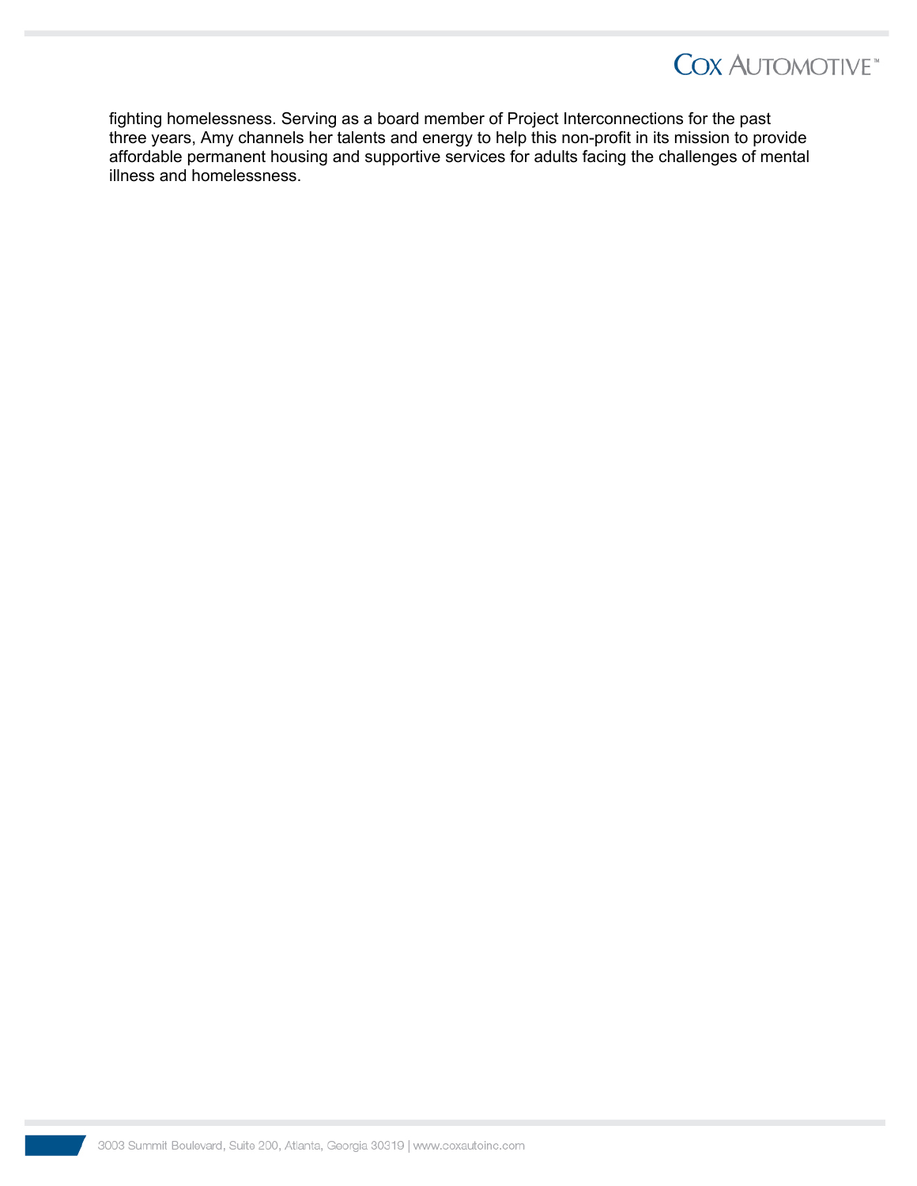fighting homelessness. Serving as a board member of Project Interconnections for the past three years, Amy channels her talents and energy to help this non-profit in its mission to provide affordable permanent housing and supportive services for adults facing the challenges of mental illness and homelessness.